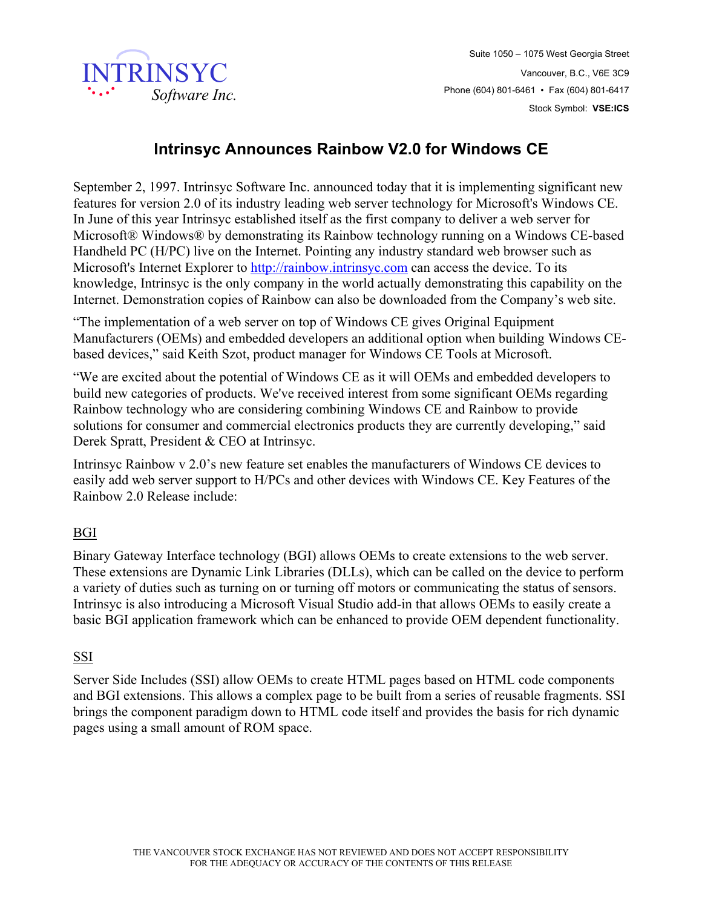INTRINSYC
Software Inc.

Suite 1050 – 1075 West Georgia Street
Vancouver, B.C., V6E 3C9
Phone (604) 801-6461 • Fax (604) 801-6417
Stock Symbol: **VSE:ICS**

# Intrinsyc Announces Rainbow V2.0 for Windows CE

September 2, 1997. Intrinsyc Software Inc. announced today that it is implementing significant new features for version 2.0 of its industry leading web server technology for Microsoft's Windows CE. In June of this year Intrinsyc established itself as the first company to deliver a web server for Microsoft® Windows® by demonstrating its Rainbow technology running on a Windows CE-based Handheld PC (H/PC) live on the Internet. Pointing any industry standard web browser such as Microsoft's Internet Explorer to http://rainbow.intrinsyc.com can access the device. To its knowledge, Intrinsyc is the only company in the world actually demonstrating this capability on the Internet. Demonstration copies of Rainbow can also be downloaded from the Company's web site.

"The implementation of a web server on top of Windows CE gives Original Equipment Manufacturers (OEMs) and embedded developers an additional option when building Windows CE-based devices," said Keith Szot, product manager for Windows CE Tools at Microsoft.

"We are excited about the potential of Windows CE as it will OEMs and embedded developers to build new categories of products. We've received interest from some significant OEMs regarding Rainbow technology who are considering combining Windows CE and Rainbow to provide solutions for consumer and commercial electronics products they are currently developing," said Derek Spratt, President & CEO at Intrinsyc.

Intrinsyc Rainbow v 2.0's new feature set enables the manufacturers of Windows CE devices to easily add web server support to H/PCs and other devices with Windows CE. Key Features of the Rainbow 2.0 Release include:

## BGI

Binary Gateway Interface technology (BGI) allows OEMs to create extensions to the web server. These extensions are Dynamic Link Libraries (DLLs), which can be called on the device to perform a variety of duties such as turning on or turning off motors or communicating the status of sensors. Intrinsyc is also introducing a Microsoft Visual Studio add-in that allows OEMs to easily create a basic BGI application framework which can be enhanced to provide OEM dependent functionality.

## SSI

Server Side Includes (SSI) allow OEMs to create HTML pages based on HTML code components and BGI extensions. This allows a complex page to be built from a series of reusable fragments. SSI brings the component paradigm down to HTML code itself and provides the basis for rich dynamic pages using a small amount of ROM space.

THE VANCOUVER STOCK EXCHANGE HAS NOT REVIEWED AND DOES NOT ACCEPT RESPONSIBILITY FOR THE ADEQUACY OR ACCURACY OF THE CONTENTS OF THIS RELEASE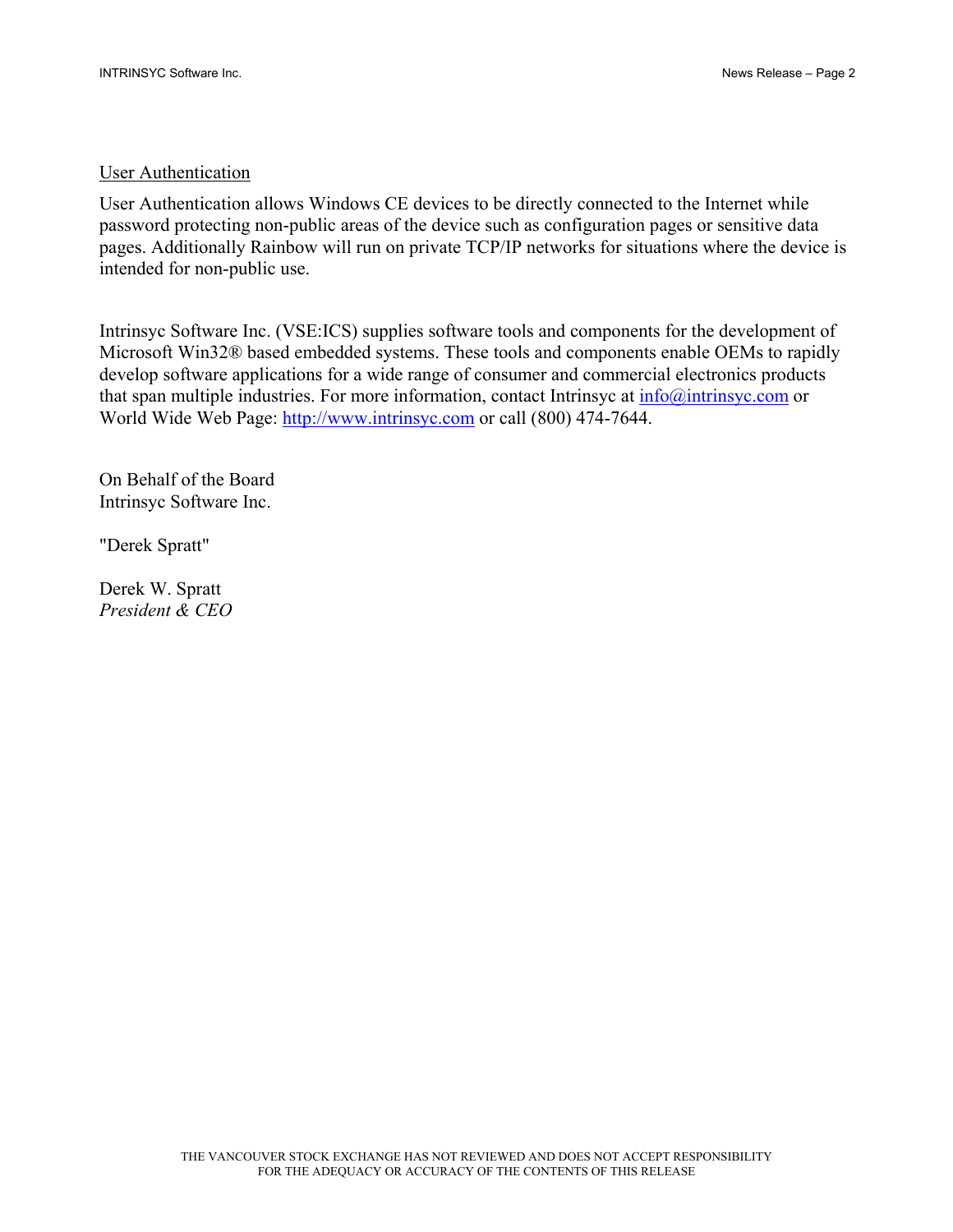User Authentication

User Authentication allows Windows CE devices to be directly connected to the Internet while password protecting non-public areas of the device such as configuration pages or sensitive data pages. Additionally Rainbow will run on private TCP/IP networks for situations where the device is intended for non-public use.

Intrinsyc Software Inc. (VSE:ICS) supplies software tools and components for the development of Microsoft Win32® based embedded systems. These tools and components enable OEMs to rapidly develop software applications for a wide range of consumer and commercial electronics products that span multiple industries. For more information, contact Intrinsyc at info@intrinsyc.com or World Wide Web Page: http://www.intrinsyc.com or call (800) 474-7644.

On Behalf of the Board
Intrinsyc Software Inc.

"Derek Spratt"

Derek W. Spratt
*President & CEO*

THE VANCOUVER STOCK EXCHANGE HAS NOT REVIEWED AND DOES NOT ACCEPT RESPONSIBILITY FOR THE ADEQUACY OR ACCURACY OF THE CONTENTS OF THIS RELEASE